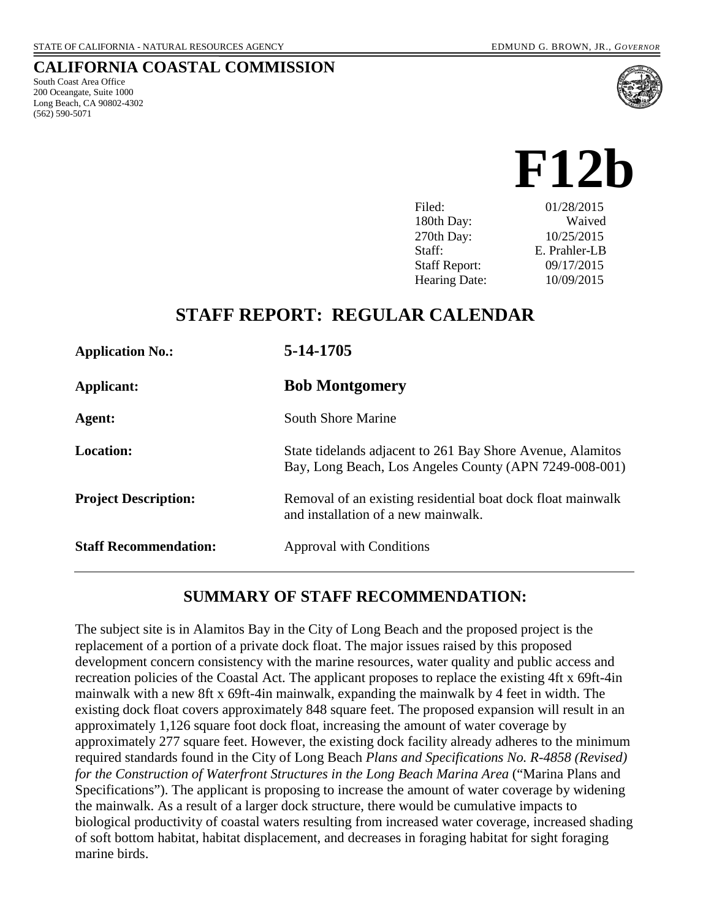STATE OF CALIFORNIA - NATURAL RESOURCES AGENCY EDMUND G. BROWN, JR., *GOVERNOR*

**CALIFORNIA COASTAL COMMISSION**

South Coast Area Office
200 Oceangate, Suite 1000
Long Beach, CA 90802-4302
(562) 590-5071

# F12b

| | |
|---|---|
| Filed: | 01/28/2015 |
| 180th Day: | Waived |
| 270th Day: | 10/25/2015 |
| Staff: | E. Prahler-LB |
| Staff Report: | 09/17/2015 |
| Hearing Date: | 10/09/2015 |

## STAFF REPORT: REGULAR CALENDAR

| | |
|---|---|
| **Application No.:** | **5-14-1705** |
| **Applicant:** | **Bob Montgomery** |
| **Agent:** | South Shore Marine |
| **Location:** | State tidelands adjacent to 261 Bay Shore Avenue, Alamitos Bay, Long Beach, Los Angeles County (APN 7249-008-001) |
| **Project Description:** | Removal of an existing residential boat dock float mainwalk and installation of a new mainwalk. |
| **Staff Recommendation:** | Approval with Conditions |

## SUMMARY OF STAFF RECOMMENDATION:

The subject site is in Alamitos Bay in the City of Long Beach and the proposed project is the replacement of a portion of a private dock float. The major issues raised by this proposed development concern consistency with the marine resources, water quality and public access and recreation policies of the Coastal Act. The applicant proposes to replace the existing 4ft x 69ft-4in mainwalk with a new 8ft x 69ft-4in mainwalk, expanding the mainwalk by 4 feet in width. The existing dock float covers approximately 848 square feet. The proposed expansion will result in an approximately 1,126 square foot dock float, increasing the amount of water coverage by approximately 277 square feet. However, the existing dock facility already adheres to the minimum required standards found in the City of Long Beach *Plans and Specifications No. R-4858 (Revised) for the Construction of Waterfront Structures in the Long Beach Marina Area* ("Marina Plans and Specifications"). The applicant is proposing to increase the amount of water coverage by widening the mainwalk. As a result of a larger dock structure, there would be cumulative impacts to biological productivity of coastal waters resulting from increased water coverage, increased shading of soft bottom habitat, habitat displacement, and decreases in foraging habitat for sight foraging marine birds.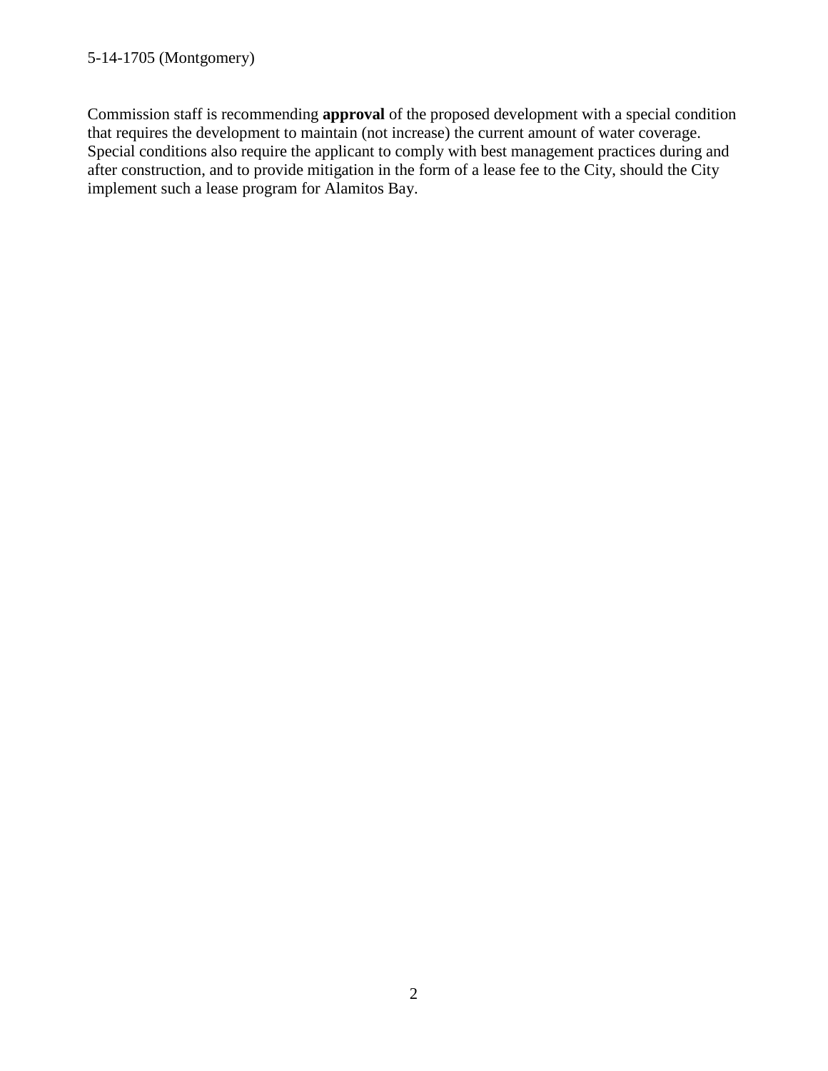Commission staff is recommending **approval** of the proposed development with a special condition that requires the development to maintain (not increase) the current amount of water coverage. Special conditions also require the applicant to comply with best management practices during and after construction, and to provide mitigation in the form of a lease fee to the City, should the City implement such a lease program for Alamitos Bay.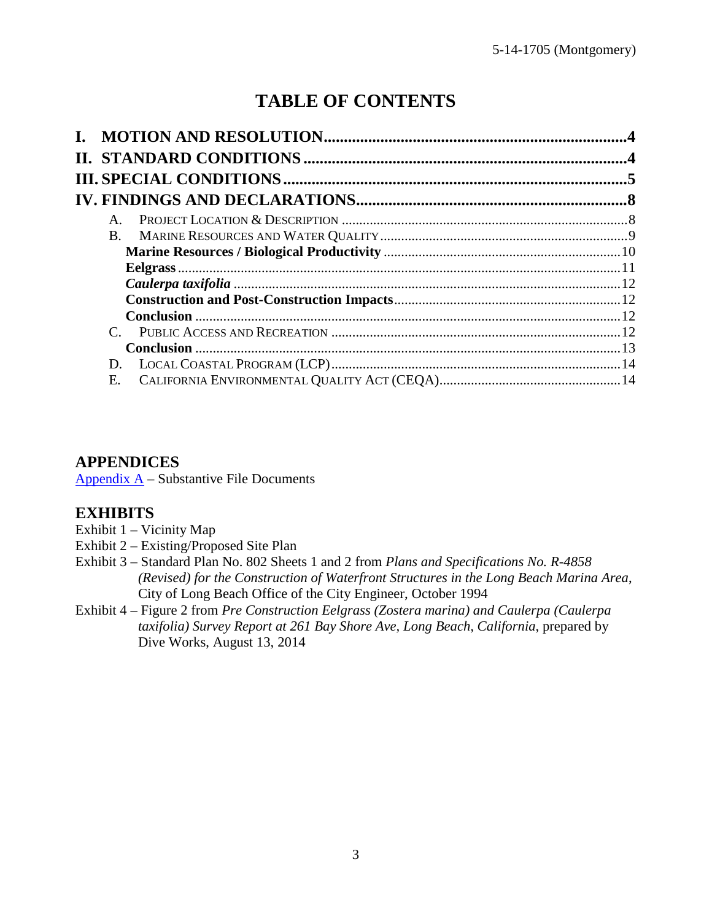# TABLE OF CONTENTS

**I. MOTION AND RESOLUTION** .......... **4**

**II. STANDARD CONDITIONS** .......... **4**

**III. SPECIAL CONDITIONS** .......... **5**

**IV. FINDINGS AND DECLARATIONS** .......... **8**

- A. PROJECT LOCATION & DESCRIPTION .......... 8
- B. MARINE RESOURCES AND WATER QUALITY .......... 9
  - **Marine Resources / Biological Productivity** .......... 10
  - **Eelgrass** .......... 11
  - ***Caulerpa taxifolia*** .......... 12
  - **Construction and Post-Construction Impacts** .......... 12
  - **Conclusion** .......... 12
- C. PUBLIC ACCESS AND RECREATION .......... 12
  - **Conclusion** .......... 13
- D. LOCAL COASTAL PROGRAM (LCP) .......... 14
- E. CALIFORNIA ENVIRONMENTAL QUALITY ACT (CEQA) .......... 14

## APPENDICES

Appendix A – Substantive File Documents

## EXHIBITS

Exhibit 1 – Vicinity Map
Exhibit 2 – Existing/Proposed Site Plan
Exhibit 3 – Standard Plan No. 802 Sheets 1 and 2 from *Plans and Specifications No. R-4858 (Revised) for the Construction of Waterfront Structures in the Long Beach Marina Area*, City of Long Beach Office of the City Engineer, October 1994
Exhibit 4 – Figure 2 from *Pre Construction Eelgrass (Zostera marina) and Caulerpa (Caulerpa taxifolia) Survey Report at 261 Bay Shore Ave, Long Beach, California*, prepared by Dive Works, August 13, 2014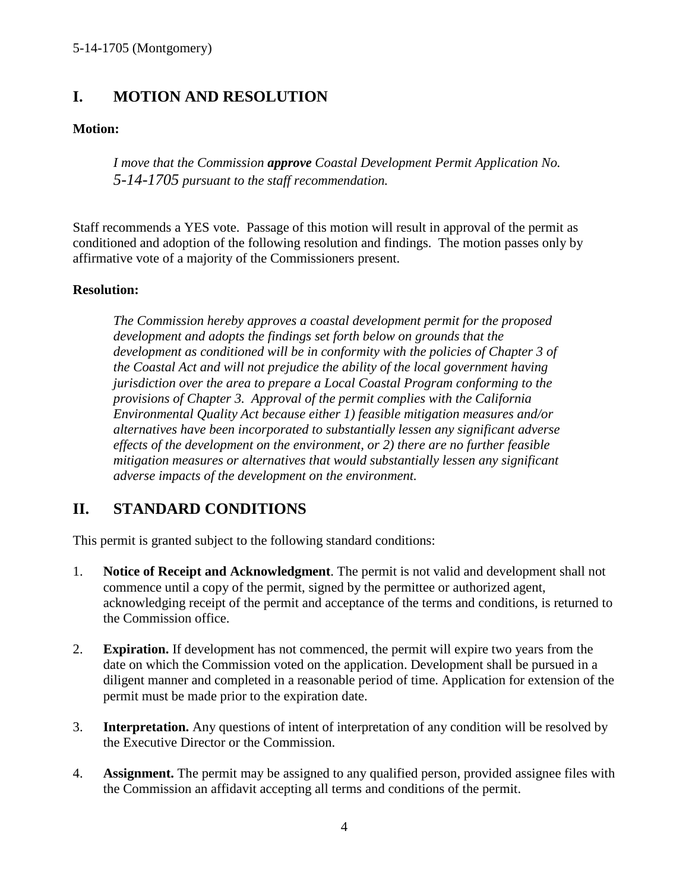## I. MOTION AND RESOLUTION

**Motion:**

> *I move that the Commission **approve** Coastal Development Permit Application No. 5-14-1705 pursuant to the staff recommendation.*

Staff recommends a YES vote. Passage of this motion will result in approval of the permit as conditioned and adoption of the following resolution and findings. The motion passes only by affirmative vote of a majority of the Commissioners present.

**Resolution:**

> *The Commission hereby approves a coastal development permit for the proposed development and adopts the findings set forth below on grounds that the development as conditioned will be in conformity with the policies of Chapter 3 of the Coastal Act and will not prejudice the ability of the local government having jurisdiction over the area to prepare a Local Coastal Program conforming to the provisions of Chapter 3. Approval of the permit complies with the California Environmental Quality Act because either 1) feasible mitigation measures and/or alternatives have been incorporated to substantially lessen any significant adverse effects of the development on the environment, or 2) there are no further feasible mitigation measures or alternatives that would substantially lessen any significant adverse impacts of the development on the environment.*

## II. STANDARD CONDITIONS

This permit is granted subject to the following standard conditions:

1. **Notice of Receipt and Acknowledgment**. The permit is not valid and development shall not commence until a copy of the permit, signed by the permittee or authorized agent, acknowledging receipt of the permit and acceptance of the terms and conditions, is returned to the Commission office.

2. **Expiration.** If development has not commenced, the permit will expire two years from the date on which the Commission voted on the application. Development shall be pursued in a diligent manner and completed in a reasonable period of time. Application for extension of the permit must be made prior to the expiration date.

3. **Interpretation.** Any questions of intent of interpretation of any condition will be resolved by the Executive Director or the Commission.

4. **Assignment.** The permit may be assigned to any qualified person, provided assignee files with the Commission an affidavit accepting all terms and conditions of the permit.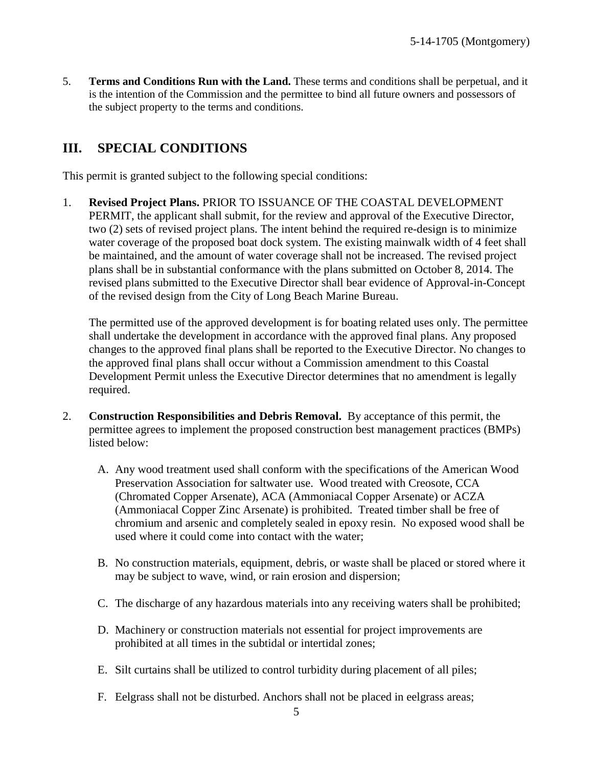5. **Terms and Conditions Run with the Land.** These terms and conditions shall be perpetual, and it is the intention of the Commission and the permittee to bind all future owners and possessors of the subject property to the terms and conditions.

## III. SPECIAL CONDITIONS

This permit is granted subject to the following special conditions:

1. **Revised Project Plans.** PRIOR TO ISSUANCE OF THE COASTAL DEVELOPMENT PERMIT, the applicant shall submit, for the review and approval of the Executive Director, two (2) sets of revised project plans. The intent behind the required re-design is to minimize water coverage of the proposed boat dock system. The existing mainwalk width of 4 feet shall be maintained, and the amount of water coverage shall not be increased. The revised project plans shall be in substantial conformance with the plans submitted on October 8, 2014. The revised plans submitted to the Executive Director shall bear evidence of Approval-in-Concept of the revised design from the City of Long Beach Marine Bureau.

   The permitted use of the approved development is for boating related uses only. The permittee shall undertake the development in accordance with the approved final plans. Any proposed changes to the approved final plans shall be reported to the Executive Director. No changes to the approved final plans shall occur without a Commission amendment to this Coastal Development Permit unless the Executive Director determines that no amendment is legally required.

2. **Construction Responsibilities and Debris Removal.** By acceptance of this permit, the permittee agrees to implement the proposed construction best management practices (BMPs) listed below:

   A. Any wood treatment used shall conform with the specifications of the American Wood Preservation Association for saltwater use. Wood treated with Creosote, CCA (Chromated Copper Arsenate), ACA (Ammoniacal Copper Arsenate) or ACZA (Ammoniacal Copper Zinc Arsenate) is prohibited. Treated timber shall be free of chromium and arsenic and completely sealed in epoxy resin. No exposed wood shall be used where it could come into contact with the water;

   B. No construction materials, equipment, debris, or waste shall be placed or stored where it may be subject to wave, wind, or rain erosion and dispersion;

   C. The discharge of any hazardous materials into any receiving waters shall be prohibited;

   D. Machinery or construction materials not essential for project improvements are prohibited at all times in the subtidal or intertidal zones;

   E. Silt curtains shall be utilized to control turbidity during placement of all piles;

   F. Eelgrass shall not be disturbed. Anchors shall not be placed in eelgrass areas;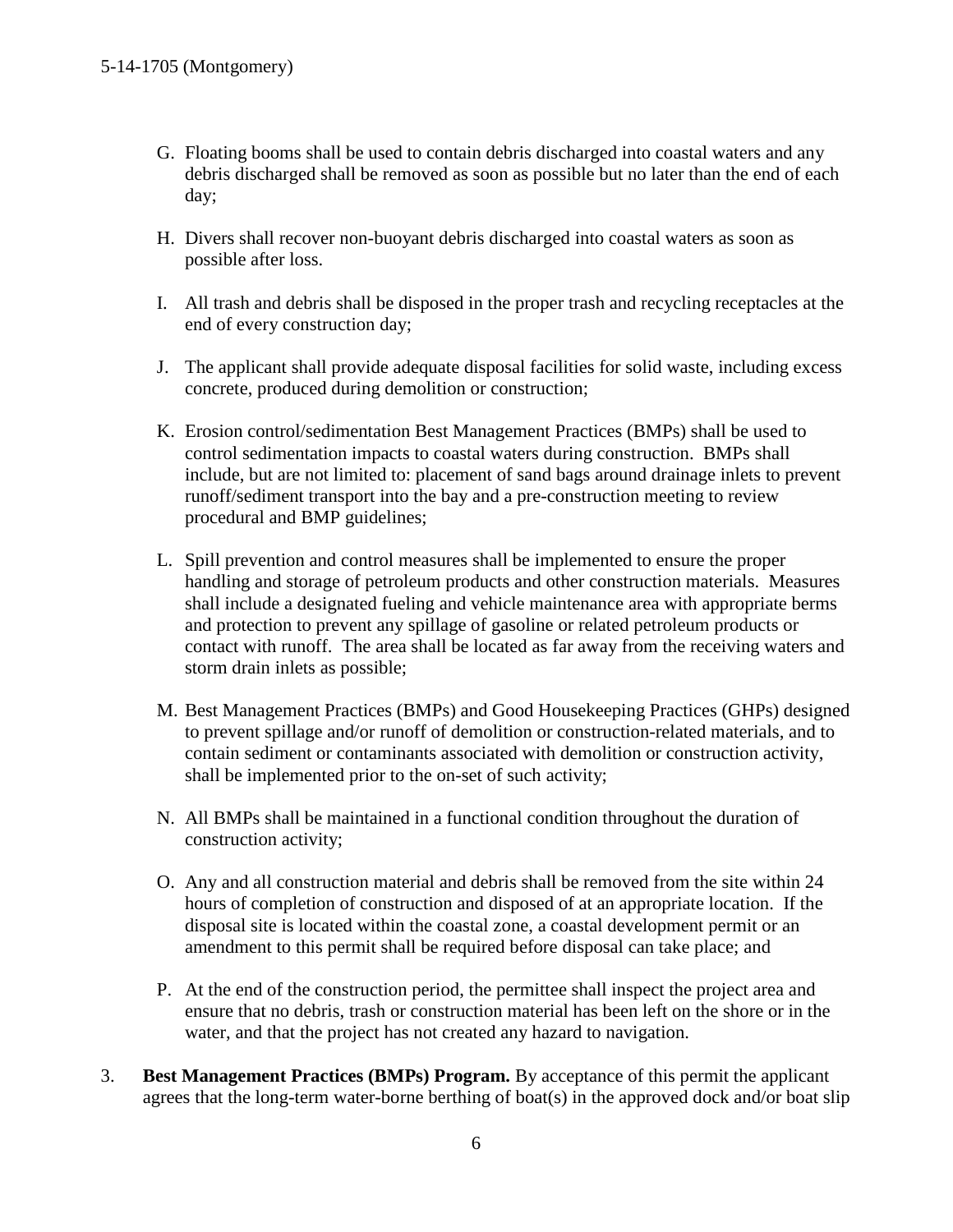G. Floating booms shall be used to contain debris discharged into coastal waters and any debris discharged shall be removed as soon as possible but no later than the end of each day;

H. Divers shall recover non-buoyant debris discharged into coastal waters as soon as possible after loss.

I. All trash and debris shall be disposed in the proper trash and recycling receptacles at the end of every construction day;

J. The applicant shall provide adequate disposal facilities for solid waste, including excess concrete, produced during demolition or construction;

K. Erosion control/sedimentation Best Management Practices (BMPs) shall be used to control sedimentation impacts to coastal waters during construction. BMPs shall include, but are not limited to: placement of sand bags around drainage inlets to prevent runoff/sediment transport into the bay and a pre-construction meeting to review procedural and BMP guidelines;

L. Spill prevention and control measures shall be implemented to ensure the proper handling and storage of petroleum products and other construction materials. Measures shall include a designated fueling and vehicle maintenance area with appropriate berms and protection to prevent any spillage of gasoline or related petroleum products or contact with runoff. The area shall be located as far away from the receiving waters and storm drain inlets as possible;

M. Best Management Practices (BMPs) and Good Housekeeping Practices (GHPs) designed to prevent spillage and/or runoff of demolition or construction-related materials, and to contain sediment or contaminants associated with demolition or construction activity, shall be implemented prior to the on-set of such activity;

N. All BMPs shall be maintained in a functional condition throughout the duration of construction activity;

O. Any and all construction material and debris shall be removed from the site within 24 hours of completion of construction and disposed of at an appropriate location. If the disposal site is located within the coastal zone, a coastal development permit or an amendment to this permit shall be required before disposal can take place; and

P. At the end of the construction period, the permittee shall inspect the project area and ensure that no debris, trash or construction material has been left on the shore or in the water, and that the project has not created any hazard to navigation.

3. **Best Management Practices (BMPs) Program.** By acceptance of this permit the applicant agrees that the long-term water-borne berthing of boat(s) in the approved dock and/or boat slip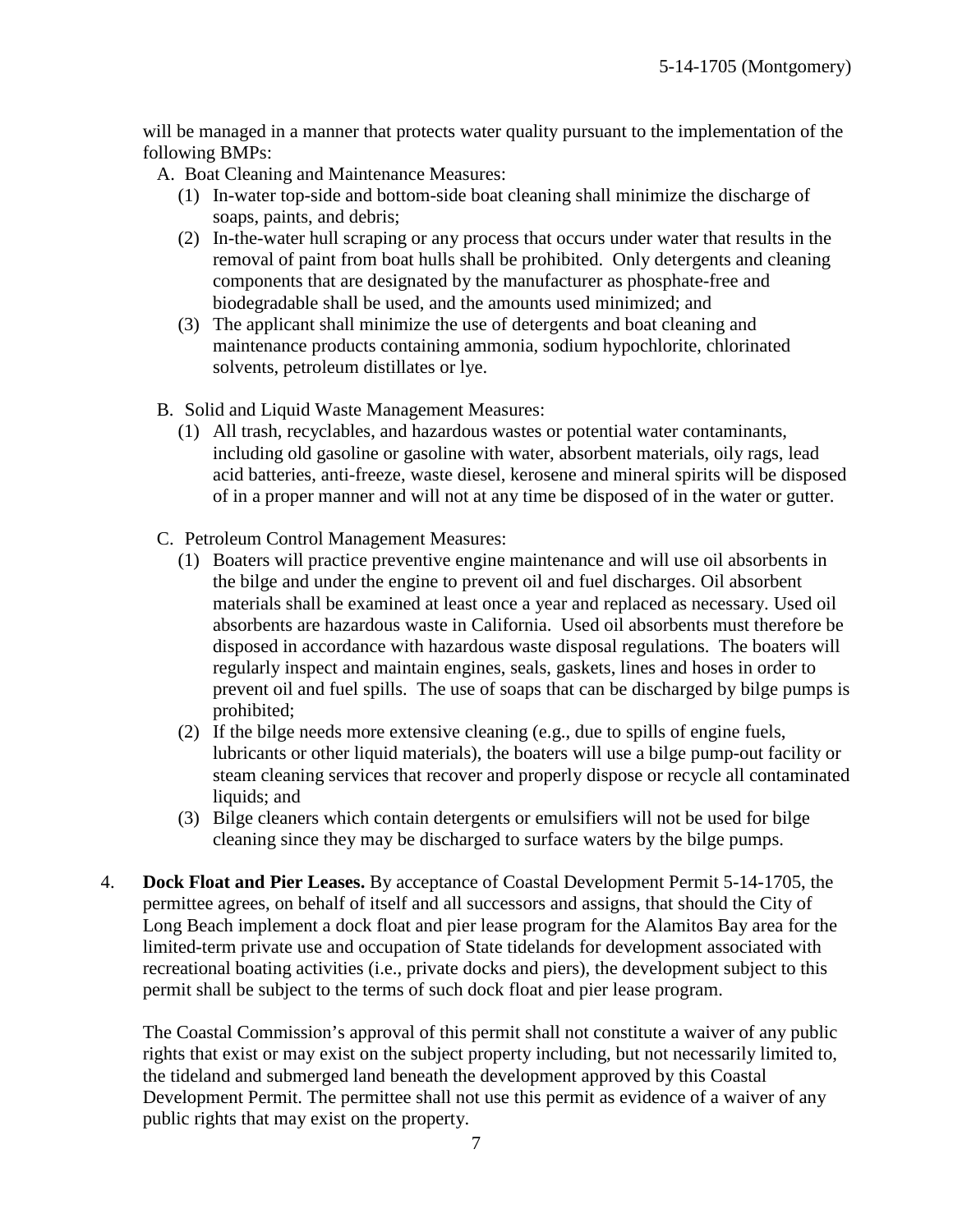will be managed in a manner that protects water quality pursuant to the implementation of the following BMPs:

A. Boat Cleaning and Maintenance Measures:
   1. In-water top-side and bottom-side boat cleaning shall minimize the discharge of soaps, paints, and debris;
   2. In-the-water hull scraping or any process that occurs under water that results in the removal of paint from boat hulls shall be prohibited. Only detergents and cleaning components that are designated by the manufacturer as phosphate-free and biodegradable shall be used, and the amounts used minimized; and
   3. The applicant shall minimize the use of detergents and boat cleaning and maintenance products containing ammonia, sodium hypochlorite, chlorinated solvents, petroleum distillates or lye.

B. Solid and Liquid Waste Management Measures:
   1. All trash, recyclables, and hazardous wastes or potential water contaminants, including old gasoline or gasoline with water, absorbent materials, oily rags, lead acid batteries, anti-freeze, waste diesel, kerosene and mineral spirits will be disposed of in a proper manner and will not at any time be disposed of in the water or gutter.

C. Petroleum Control Management Measures:
   1. Boaters will practice preventive engine maintenance and will use oil absorbents in the bilge and under the engine to prevent oil and fuel discharges. Oil absorbent materials shall be examined at least once a year and replaced as necessary. Used oil absorbents are hazardous waste in California. Used oil absorbents must therefore be disposed in accordance with hazardous waste disposal regulations. The boaters will regularly inspect and maintain engines, seals, gaskets, lines and hoses in order to prevent oil and fuel spills. The use of soaps that can be discharged by bilge pumps is prohibited;
   2. If the bilge needs more extensive cleaning (e.g., due to spills of engine fuels, lubricants or other liquid materials), the boaters will use a bilge pump-out facility or steam cleaning services that recover and properly dispose or recycle all contaminated liquids; and
   3. Bilge cleaners which contain detergents or emulsifiers will not be used for bilge cleaning since they may be discharged to surface waters by the bilge pumps.

4. **Dock Float and Pier Leases.** By acceptance of Coastal Development Permit 5-14-1705, the permittee agrees, on behalf of itself and all successors and assigns, that should the City of Long Beach implement a dock float and pier lease program for the Alamitos Bay area for the limited-term private use and occupation of State tidelands for development associated with recreational boating activities (i.e., private docks and piers), the development subject to this permit shall be subject to the terms of such dock float and pier lease program.

   The Coastal Commission's approval of this permit shall not constitute a waiver of any public rights that exist or may exist on the subject property including, but not necessarily limited to, the tideland and submerged land beneath the development approved by this Coastal Development Permit. The permittee shall not use this permit as evidence of a waiver of any public rights that may exist on the property.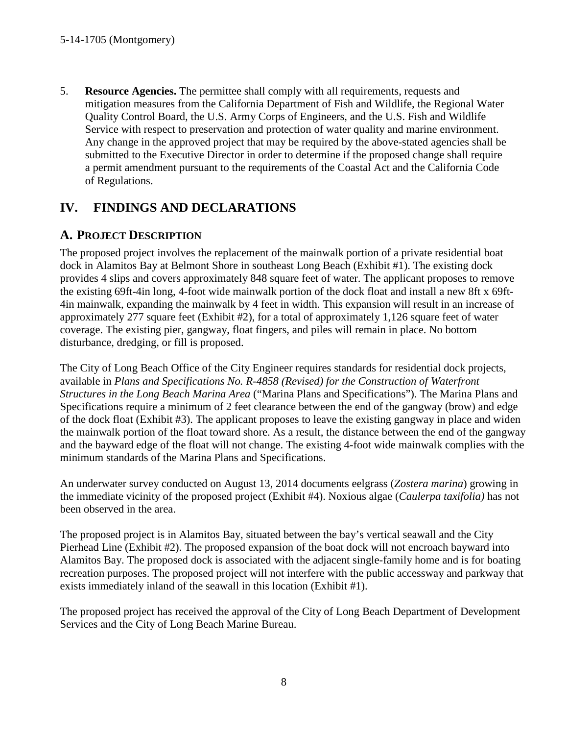5. **Resource Agencies.** The permittee shall comply with all requirements, requests and mitigation measures from the California Department of Fish and Wildlife, the Regional Water Quality Control Board, the U.S. Army Corps of Engineers, and the U.S. Fish and Wildlife Service with respect to preservation and protection of water quality and marine environment. Any change in the approved project that may be required by the above-stated agencies shall be submitted to the Executive Director in order to determine if the proposed change shall require a permit amendment pursuant to the requirements of the Coastal Act and the California Code of Regulations.

# IV. FINDINGS AND DECLARATIONS

## A. PROJECT DESCRIPTION

The proposed project involves the replacement of the mainwalk portion of a private residential boat dock in Alamitos Bay at Belmont Shore in southeast Long Beach (Exhibit #1). The existing dock provides 4 slips and covers approximately 848 square feet of water. The applicant proposes to remove the existing 69ft-4in long, 4-foot wide mainwalk portion of the dock float and install a new 8ft x 69ft-4in mainwalk, expanding the mainwalk by 4 feet in width. This expansion will result in an increase of approximately 277 square feet (Exhibit #2), for a total of approximately 1,126 square feet of water coverage. The existing pier, gangway, float fingers, and piles will remain in place. No bottom disturbance, dredging, or fill is proposed.

The City of Long Beach Office of the City Engineer requires standards for residential dock projects, available in *Plans and Specifications No. R-4858 (Revised) for the Construction of Waterfront Structures in the Long Beach Marina Area* ("Marina Plans and Specifications"). The Marina Plans and Specifications require a minimum of 2 feet clearance between the end of the gangway (brow) and edge of the dock float (Exhibit #3). The applicant proposes to leave the existing gangway in place and widen the mainwalk portion of the float toward shore. As a result, the distance between the end of the gangway and the bayward edge of the float will not change. The existing 4-foot wide mainwalk complies with the minimum standards of the Marina Plans and Specifications.

An underwater survey conducted on August 13, 2014 documents eelgrass (*Zostera marina*) growing in the immediate vicinity of the proposed project (Exhibit #4). Noxious algae (*Caulerpa taxifolia)* has not been observed in the area.

The proposed project is in Alamitos Bay, situated between the bay's vertical seawall and the City Pierhead Line (Exhibit #2). The proposed expansion of the boat dock will not encroach bayward into Alamitos Bay. The proposed dock is associated with the adjacent single-family home and is for boating recreation purposes. The proposed project will not interfere with the public accessway and parkway that exists immediately inland of the seawall in this location (Exhibit #1).

The proposed project has received the approval of the City of Long Beach Department of Development Services and the City of Long Beach Marine Bureau.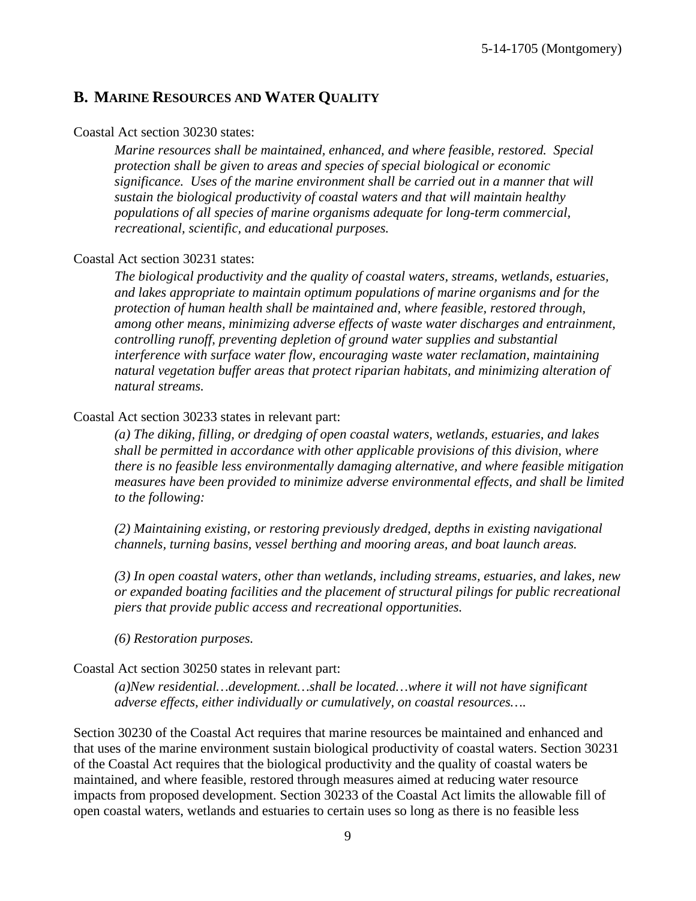## B. Marine Resources and Water Quality

Coastal Act section 30230 states:

> *Marine resources shall be maintained, enhanced, and where feasible, restored. Special protection shall be given to areas and species of special biological or economic significance. Uses of the marine environment shall be carried out in a manner that will sustain the biological productivity of coastal waters and that will maintain healthy populations of all species of marine organisms adequate for long-term commercial, recreational, scientific, and educational purposes.*

Coastal Act section 30231 states:

> *The biological productivity and the quality of coastal waters, streams, wetlands, estuaries, and lakes appropriate to maintain optimum populations of marine organisms and for the protection of human health shall be maintained and, where feasible, restored through, among other means, minimizing adverse effects of waste water discharges and entrainment, controlling runoff, preventing depletion of ground water supplies and substantial interference with surface water flow, encouraging waste water reclamation, maintaining natural vegetation buffer areas that protect riparian habitats, and minimizing alteration of natural streams.*

Coastal Act section 30233 states in relevant part:

> *(a) The diking, filling, or dredging of open coastal waters, wetlands, estuaries, and lakes shall be permitted in accordance with other applicable provisions of this division, where there is no feasible less environmentally damaging alternative, and where feasible mitigation measures have been provided to minimize adverse environmental effects, and shall be limited to the following:*
>
> *(2) Maintaining existing, or restoring previously dredged, depths in existing navigational channels, turning basins, vessel berthing and mooring areas, and boat launch areas.*
>
> *(3) In open coastal waters, other than wetlands, including streams, estuaries, and lakes, new or expanded boating facilities and the placement of structural pilings for public recreational piers that provide public access and recreational opportunities.*
>
> *(6) Restoration purposes.*

Coastal Act section 30250 states in relevant part:

> *(a)New residential…development…shall be located…where it will not have significant adverse effects, either individually or cumulatively, on coastal resources….*

Section 30230 of the Coastal Act requires that marine resources be maintained and enhanced and that uses of the marine environment sustain biological productivity of coastal waters. Section 30231 of the Coastal Act requires that the biological productivity and the quality of coastal waters be maintained, and where feasible, restored through measures aimed at reducing water resource impacts from proposed development. Section 30233 of the Coastal Act limits the allowable fill of open coastal waters, wetlands and estuaries to certain uses so long as there is no feasible less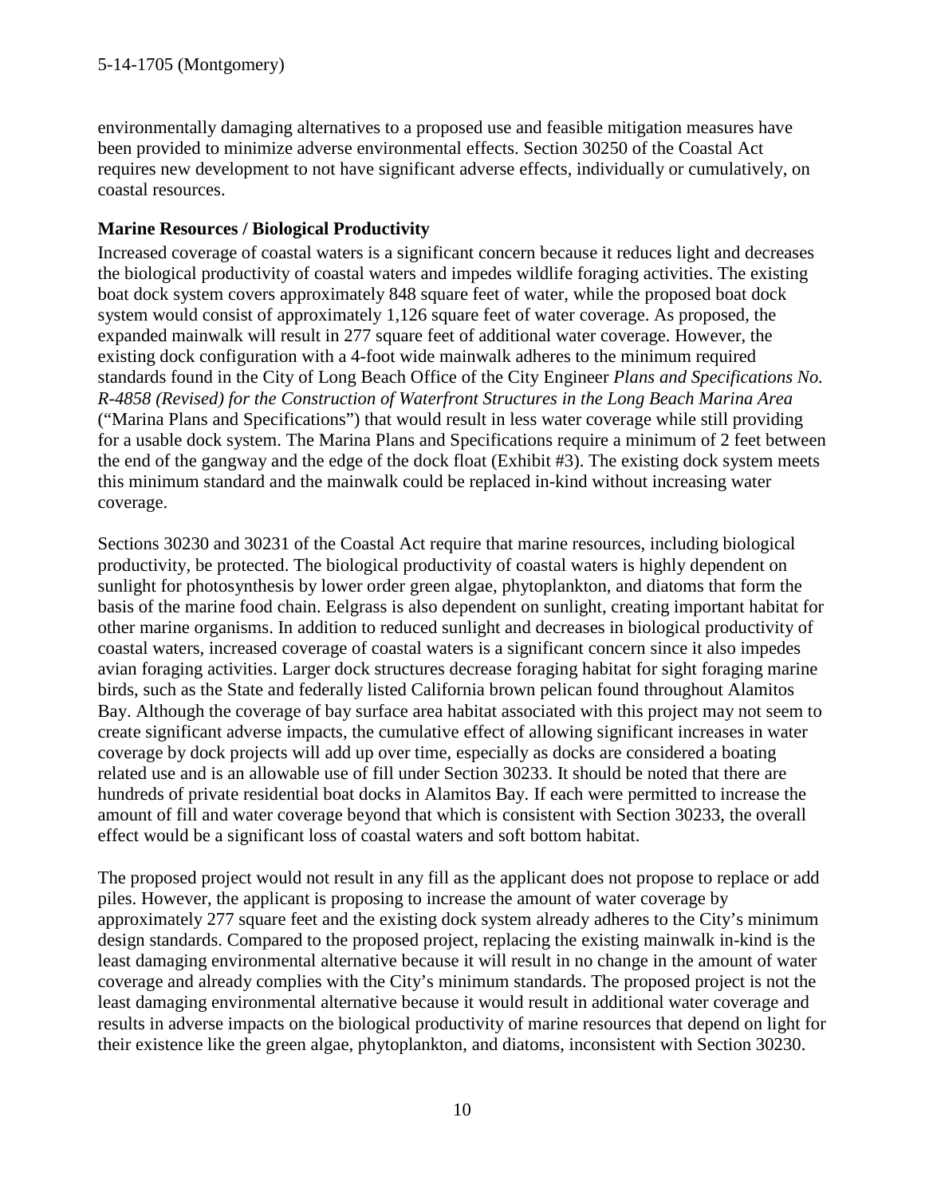environmentally damaging alternatives to a proposed use and feasible mitigation measures have been provided to minimize adverse environmental effects. Section 30250 of the Coastal Act requires new development to not have significant adverse effects, individually or cumulatively, on coastal resources.

**Marine Resources / Biological Productivity**

Increased coverage of coastal waters is a significant concern because it reduces light and decreases the biological productivity of coastal waters and impedes wildlife foraging activities. The existing boat dock system covers approximately 848 square feet of water, while the proposed boat dock system would consist of approximately 1,126 square feet of water coverage. As proposed, the expanded mainwalk will result in 277 square feet of additional water coverage. However, the existing dock configuration with a 4-foot wide mainwalk adheres to the minimum required standards found in the City of Long Beach Office of the City Engineer *Plans and Specifications No. R-4858 (Revised) for the Construction of Waterfront Structures in the Long Beach Marina Area* ("Marina Plans and Specifications") that would result in less water coverage while still providing for a usable dock system. The Marina Plans and Specifications require a minimum of 2 feet between the end of the gangway and the edge of the dock float (Exhibit #3). The existing dock system meets this minimum standard and the mainwalk could be replaced in-kind without increasing water coverage.

Sections 30230 and 30231 of the Coastal Act require that marine resources, including biological productivity, be protected. The biological productivity of coastal waters is highly dependent on sunlight for photosynthesis by lower order green algae, phytoplankton, and diatoms that form the basis of the marine food chain. Eelgrass is also dependent on sunlight, creating important habitat for other marine organisms. In addition to reduced sunlight and decreases in biological productivity of coastal waters, increased coverage of coastal waters is a significant concern since it also impedes avian foraging activities. Larger dock structures decrease foraging habitat for sight foraging marine birds, such as the State and federally listed California brown pelican found throughout Alamitos Bay. Although the coverage of bay surface area habitat associated with this project may not seem to create significant adverse impacts, the cumulative effect of allowing significant increases in water coverage by dock projects will add up over time, especially as docks are considered a boating related use and is an allowable use of fill under Section 30233. It should be noted that there are hundreds of private residential boat docks in Alamitos Bay. If each were permitted to increase the amount of fill and water coverage beyond that which is consistent with Section 30233, the overall effect would be a significant loss of coastal waters and soft bottom habitat.

The proposed project would not result in any fill as the applicant does not propose to replace or add piles. However, the applicant is proposing to increase the amount of water coverage by approximately 277 square feet and the existing dock system already adheres to the City's minimum design standards. Compared to the proposed project, replacing the existing mainwalk in-kind is the least damaging environmental alternative because it will result in no change in the amount of water coverage and already complies with the City's minimum standards. The proposed project is not the least damaging environmental alternative because it would result in additional water coverage and results in adverse impacts on the biological productivity of marine resources that depend on light for their existence like the green algae, phytoplankton, and diatoms, inconsistent with Section 30230.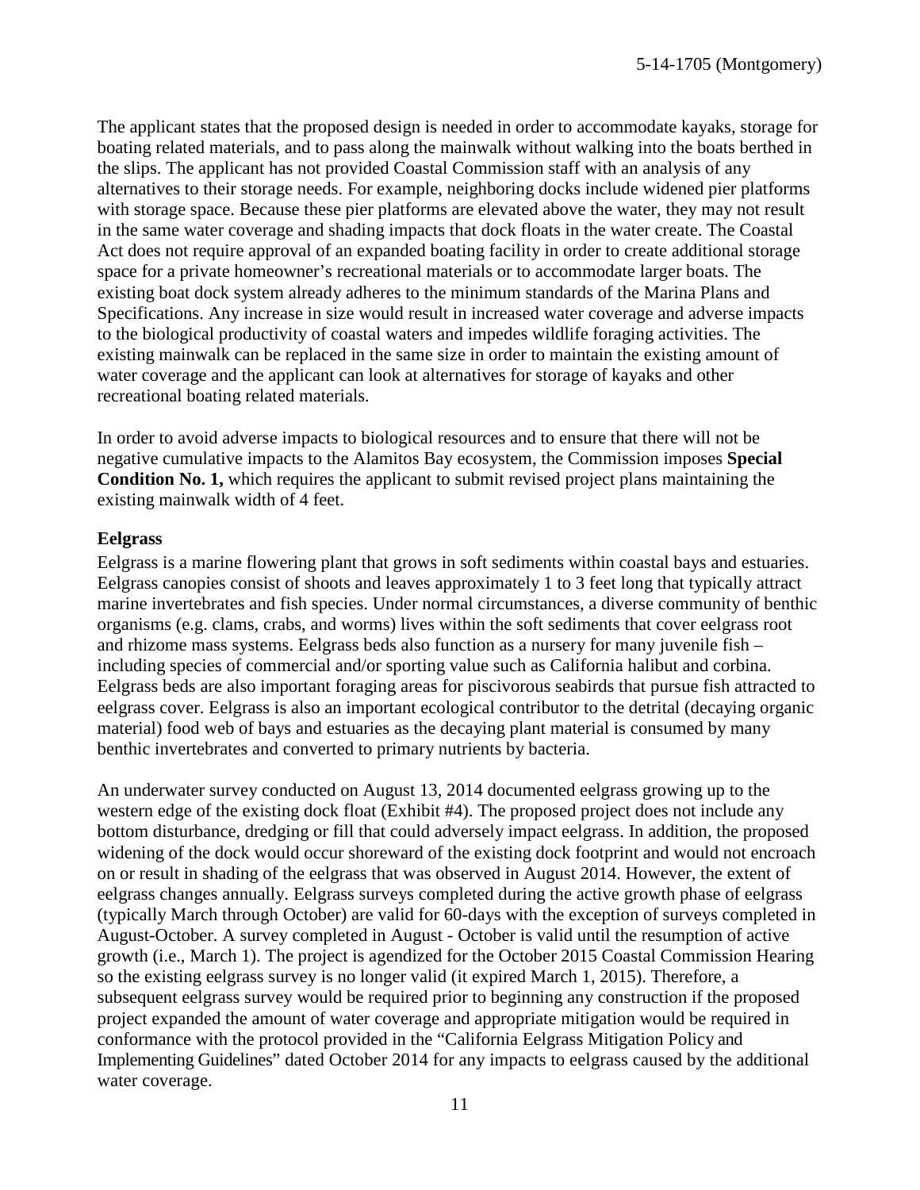The applicant states that the proposed design is needed in order to accommodate kayaks, storage for boating related materials, and to pass along the mainwalk without walking into the boats berthed in the slips. The applicant has not provided Coastal Commission staff with an analysis of any alternatives to their storage needs. For example, neighboring docks include widened pier platforms with storage space. Because these pier platforms are elevated above the water, they may not result in the same water coverage and shading impacts that dock floats in the water create. The Coastal Act does not require approval of an expanded boating facility in order to create additional storage space for a private homeowner's recreational materials or to accommodate larger boats. The existing boat dock system already adheres to the minimum standards of the Marina Plans and Specifications. Any increase in size would result in increased water coverage and adverse impacts to the biological productivity of coastal waters and impedes wildlife foraging activities. The existing mainwalk can be replaced in the same size in order to maintain the existing amount of water coverage and the applicant can look at alternatives for storage of kayaks and other recreational boating related materials.

In order to avoid adverse impacts to biological resources and to ensure that there will not be negative cumulative impacts to the Alamitos Bay ecosystem, the Commission imposes **Special Condition No. 1,** which requires the applicant to submit revised project plans maintaining the existing mainwalk width of 4 feet.

**Eelgrass**

Eelgrass is a marine flowering plant that grows in soft sediments within coastal bays and estuaries. Eelgrass canopies consist of shoots and leaves approximately 1 to 3 feet long that typically attract marine invertebrates and fish species. Under normal circumstances, a diverse community of benthic organisms (e.g. clams, crabs, and worms) lives within the soft sediments that cover eelgrass root and rhizome mass systems. Eelgrass beds also function as a nursery for many juvenile fish – including species of commercial and/or sporting value such as California halibut and corbina. Eelgrass beds are also important foraging areas for piscivorous seabirds that pursue fish attracted to eelgrass cover. Eelgrass is also an important ecological contributor to the detrital (decaying organic material) food web of bays and estuaries as the decaying plant material is consumed by many benthic invertebrates and converted to primary nutrients by bacteria.

An underwater survey conducted on August 13, 2014 documented eelgrass growing up to the western edge of the existing dock float (Exhibit #4). The proposed project does not include any bottom disturbance, dredging or fill that could adversely impact eelgrass. In addition, the proposed widening of the dock would occur shoreward of the existing dock footprint and would not encroach on or result in shading of the eelgrass that was observed in August 2014. However, the extent of eelgrass changes annually. Eelgrass surveys completed during the active growth phase of eelgrass (typically March through October) are valid for 60-days with the exception of surveys completed in August-October. A survey completed in August - October is valid until the resumption of active growth (i.e., March 1). The project is agendized for the October 2015 Coastal Commission Hearing so the existing eelgrass survey is no longer valid (it expired March 1, 2015). Therefore, a subsequent eelgrass survey would be required prior to beginning any construction if the proposed project expanded the amount of water coverage and appropriate mitigation would be required in conformance with the protocol provided in the "California Eelgrass Mitigation Policy and Implementing Guidelines" dated October 2014 for any impacts to eelgrass caused by the additional water coverage.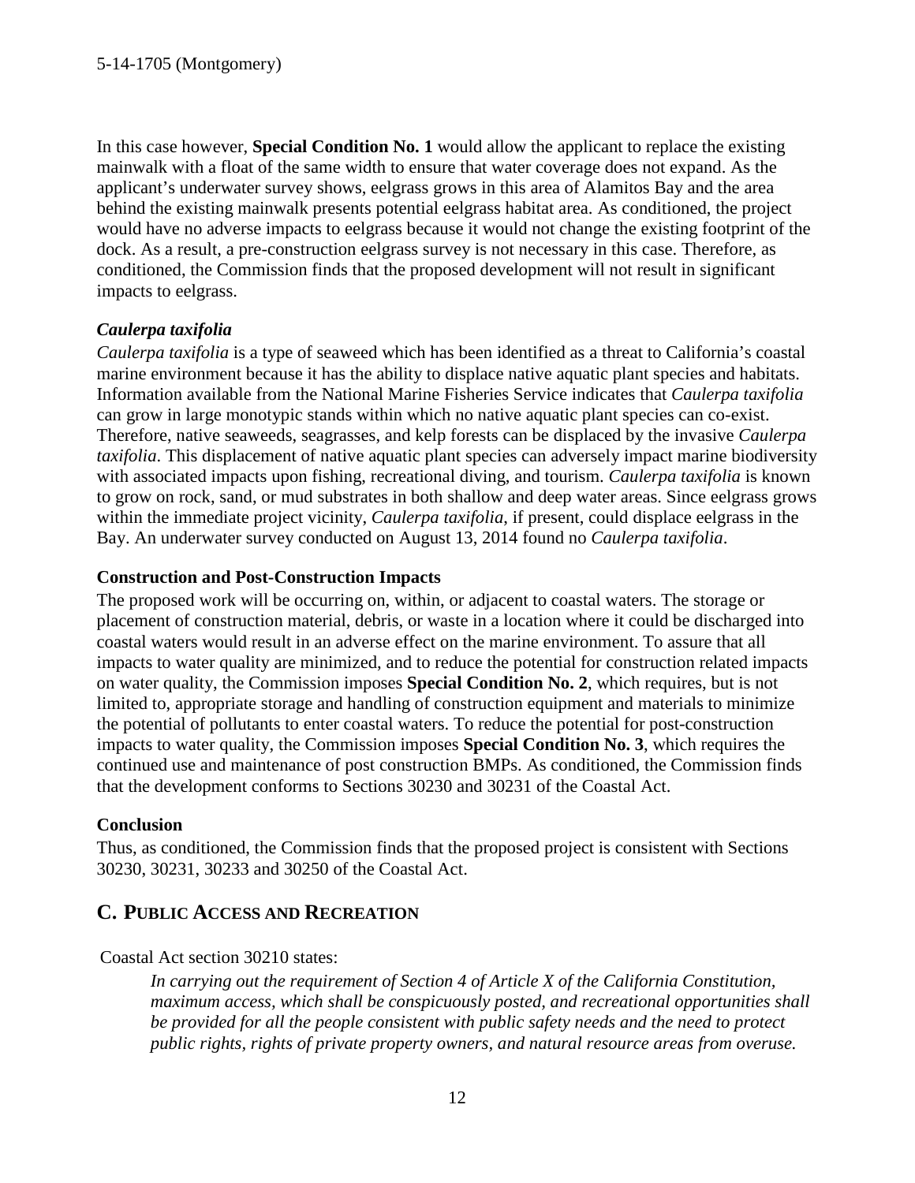In this case however, **Special Condition No. 1** would allow the applicant to replace the existing mainwalk with a float of the same width to ensure that water coverage does not expand. As the applicant's underwater survey shows, eelgrass grows in this area of Alamitos Bay and the area behind the existing mainwalk presents potential eelgrass habitat area. As conditioned, the project would have no adverse impacts to eelgrass because it would not change the existing footprint of the dock. As a result, a pre-construction eelgrass survey is not necessary in this case. Therefore, as conditioned, the Commission finds that the proposed development will not result in significant impacts to eelgrass.

***Caulerpa taxifolia***

*Caulerpa taxifolia* is a type of seaweed which has been identified as a threat to California's coastal marine environment because it has the ability to displace native aquatic plant species and habitats. Information available from the National Marine Fisheries Service indicates that *Caulerpa taxifolia* can grow in large monotypic stands within which no native aquatic plant species can co-exist. Therefore, native seaweeds, seagrasses, and kelp forests can be displaced by the invasive *Caulerpa taxifolia*. This displacement of native aquatic plant species can adversely impact marine biodiversity with associated impacts upon fishing, recreational diving, and tourism. *Caulerpa taxifolia* is known to grow on rock, sand, or mud substrates in both shallow and deep water areas. Since eelgrass grows within the immediate project vicinity, *Caulerpa taxifolia*, if present, could displace eelgrass in the Bay. An underwater survey conducted on August 13, 2014 found no *Caulerpa taxifolia*.

**Construction and Post-Construction Impacts**

The proposed work will be occurring on, within, or adjacent to coastal waters. The storage or placement of construction material, debris, or waste in a location where it could be discharged into coastal waters would result in an adverse effect on the marine environment. To assure that all impacts to water quality are minimized, and to reduce the potential for construction related impacts on water quality, the Commission imposes **Special Condition No. 2**, which requires, but is not limited to, appropriate storage and handling of construction equipment and materials to minimize the potential of pollutants to enter coastal waters. To reduce the potential for post-construction impacts to water quality, the Commission imposes **Special Condition No. 3**, which requires the continued use and maintenance of post construction BMPs. As conditioned, the Commission finds that the development conforms to Sections 30230 and 30231 of the Coastal Act.

**Conclusion**

Thus, as conditioned, the Commission finds that the proposed project is consistent with Sections 30230, 30231, 30233 and 30250 of the Coastal Act.

## C. PUBLIC ACCESS AND RECREATION

Coastal Act section 30210 states:

> *In carrying out the requirement of Section 4 of Article X of the California Constitution, maximum access, which shall be conspicuously posted, and recreational opportunities shall be provided for all the people consistent with public safety needs and the need to protect public rights, rights of private property owners, and natural resource areas from overuse.*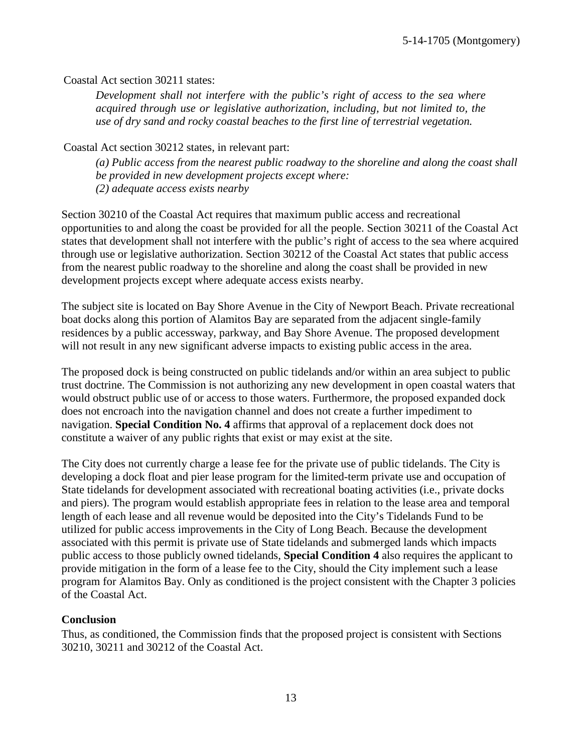Coastal Act section 30211 states:

> *Development shall not interfere with the public's right of access to the sea where acquired through use or legislative authorization, including, but not limited to, the use of dry sand and rocky coastal beaches to the first line of terrestrial vegetation.*

Coastal Act section 30212 states, in relevant part:

> *(a) Public access from the nearest public roadway to the shoreline and along the coast shall be provided in new development projects except where:*
> *(2) adequate access exists nearby*

Section 30210 of the Coastal Act requires that maximum public access and recreational opportunities to and along the coast be provided for all the people. Section 30211 of the Coastal Act states that development shall not interfere with the public's right of access to the sea where acquired through use or legislative authorization. Section 30212 of the Coastal Act states that public access from the nearest public roadway to the shoreline and along the coast shall be provided in new development projects except where adequate access exists nearby.

The subject site is located on Bay Shore Avenue in the City of Newport Beach. Private recreational boat docks along this portion of Alamitos Bay are separated from the adjacent single-family residences by a public accessway, parkway, and Bay Shore Avenue. The proposed development will not result in any new significant adverse impacts to existing public access in the area.

The proposed dock is being constructed on public tidelands and/or within an area subject to public trust doctrine. The Commission is not authorizing any new development in open coastal waters that would obstruct public use of or access to those waters. Furthermore, the proposed expanded dock does not encroach into the navigation channel and does not create a further impediment to navigation. **Special Condition No. 4** affirms that approval of a replacement dock does not constitute a waiver of any public rights that exist or may exist at the site.

The City does not currently charge a lease fee for the private use of public tidelands. The City is developing a dock float and pier lease program for the limited-term private use and occupation of State tidelands for development associated with recreational boating activities (i.e., private docks and piers). The program would establish appropriate fees in relation to the lease area and temporal length of each lease and all revenue would be deposited into the City's Tidelands Fund to be utilized for public access improvements in the City of Long Beach. Because the development associated with this permit is private use of State tidelands and submerged lands which impacts public access to those publicly owned tidelands, **Special Condition 4** also requires the applicant to provide mitigation in the form of a lease fee to the City, should the City implement such a lease program for Alamitos Bay. Only as conditioned is the project consistent with the Chapter 3 policies of the Coastal Act.

**Conclusion**

Thus, as conditioned, the Commission finds that the proposed project is consistent with Sections 30210, 30211 and 30212 of the Coastal Act.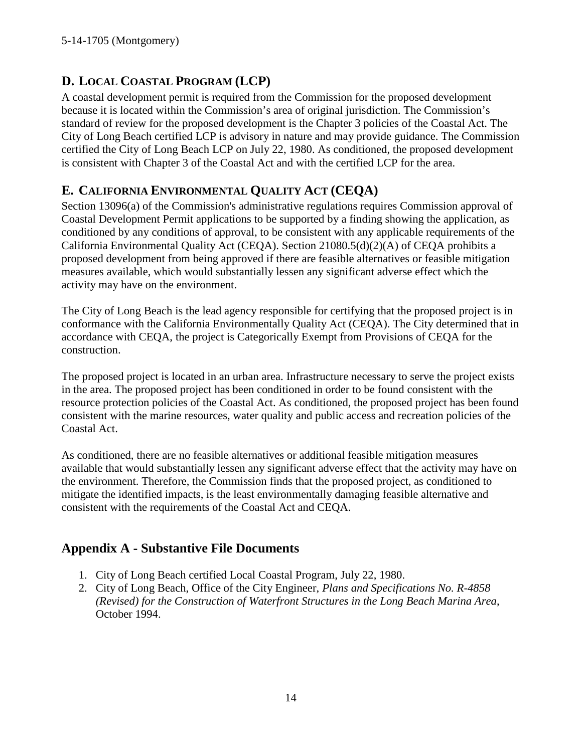## D. LOCAL COASTAL PROGRAM (LCP)

A coastal development permit is required from the Commission for the proposed development because it is located within the Commission's area of original jurisdiction. The Commission's standard of review for the proposed development is the Chapter 3 policies of the Coastal Act. The City of Long Beach certified LCP is advisory in nature and may provide guidance. The Commission certified the City of Long Beach LCP on July 22, 1980. As conditioned, the proposed development is consistent with Chapter 3 of the Coastal Act and with the certified LCP for the area.

## E. CALIFORNIA ENVIRONMENTAL QUALITY ACT (CEQA)

Section 13096(a) of the Commission's administrative regulations requires Commission approval of Coastal Development Permit applications to be supported by a finding showing the application, as conditioned by any conditions of approval, to be consistent with any applicable requirements of the California Environmental Quality Act (CEQA). Section 21080.5(d)(2)(A) of CEQA prohibits a proposed development from being approved if there are feasible alternatives or feasible mitigation measures available, which would substantially lessen any significant adverse effect which the activity may have on the environment.

The City of Long Beach is the lead agency responsible for certifying that the proposed project is in conformance with the California Environmentally Quality Act (CEQA). The City determined that in accordance with CEQA, the project is Categorically Exempt from Provisions of CEQA for the construction.

The proposed project is located in an urban area. Infrastructure necessary to serve the project exists in the area. The proposed project has been conditioned in order to be found consistent with the resource protection policies of the Coastal Act. As conditioned, the proposed project has been found consistent with the marine resources, water quality and public access and recreation policies of the Coastal Act.

As conditioned, there are no feasible alternatives or additional feasible mitigation measures available that would substantially lessen any significant adverse effect that the activity may have on the environment. Therefore, the Commission finds that the proposed project, as conditioned to mitigate the identified impacts, is the least environmentally damaging feasible alternative and consistent with the requirements of the Coastal Act and CEQA.

## Appendix A - Substantive File Documents

1. City of Long Beach certified Local Coastal Program, July 22, 1980.
2. City of Long Beach, Office of the City Engineer, *Plans and Specifications No. R-4858 (Revised) for the Construction of Waterfront Structures in the Long Beach Marina Area*, October 1994.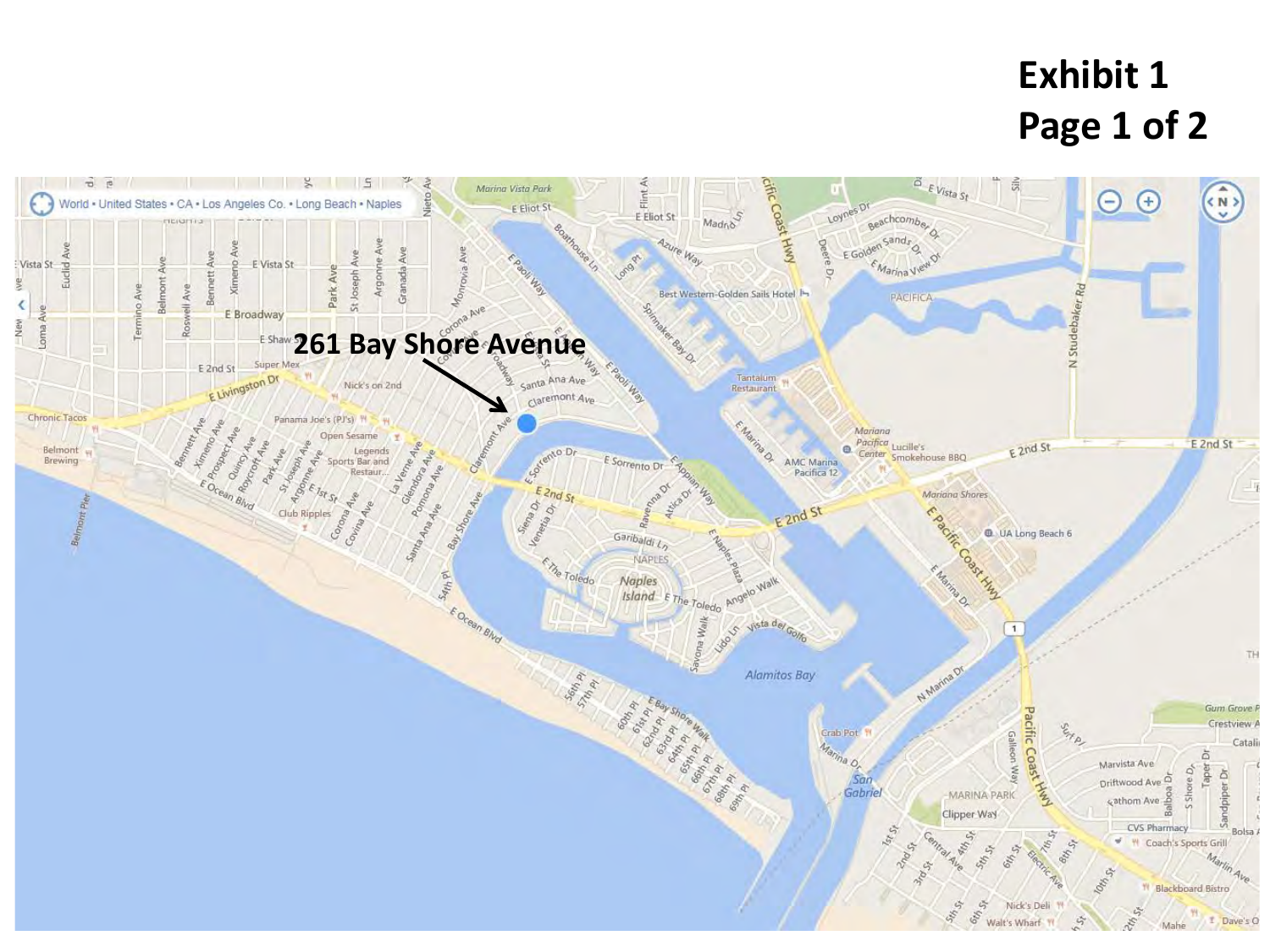**Exhibit 1**
**Page 1 of 2**

**261 Bay Shore Avenue**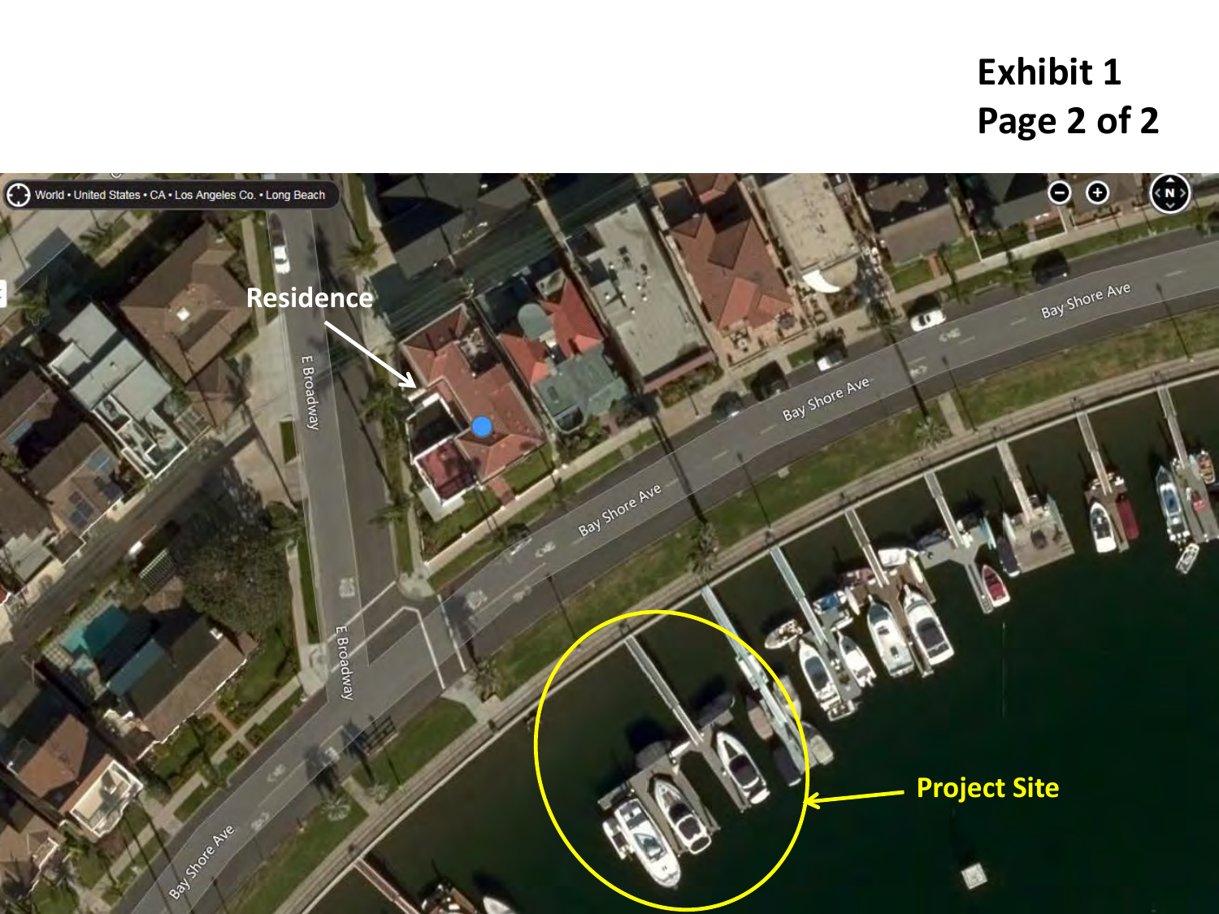**Exhibit 1**
**Page 2 of 2**

World • United States • CA • Los Angeles Co. • Long Beach

Residence

Project Site

E Broadway

Bay Shore Ave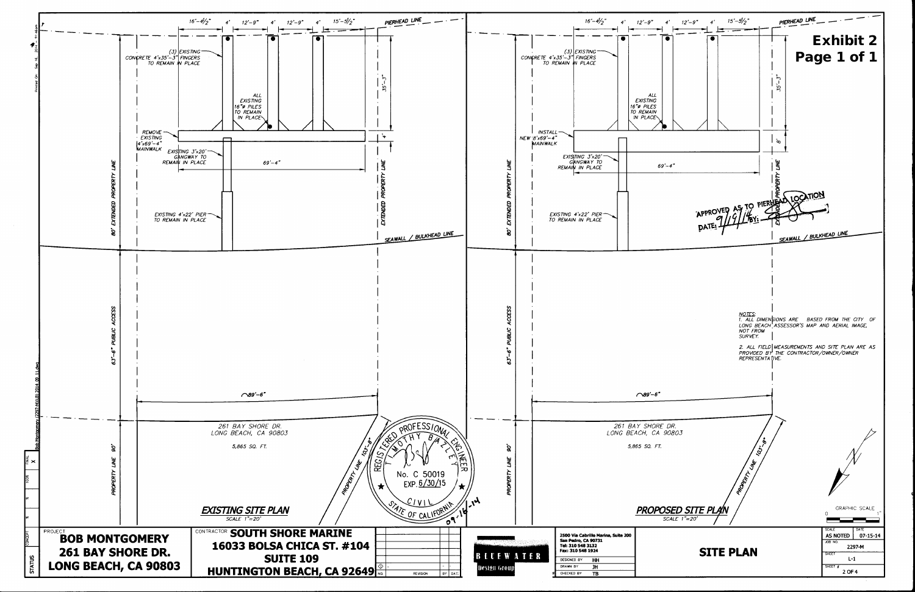**Exhibit 2**
**Page 1 of 1**

## EXISTING SITE PLAN

SCALE 1"=20'

16'-4½" | 4' | 12'-9" | 4' | 12'-9" | 4' | 15'-5½"

PIERHEAD LINE

(3) EXISTING CONCRETE 4'x35'-3" FINGERS TO REMAIN IN PLACE

ALL EXISTING 16"⌀ PILES TO REMAIN IN PLACE

REMOVE EXISTING 4'x69'-4" MAINWALK

EXISTING 3'x20' GANGWAY TO REMAIN IN PLACE

69'-4"

35'-3"

4'

EXISTING 4'x22' PIER TO REMAIN IN PLACE

80' EXTENDED PROPERTY LINE

EXTENDED PROPERTY LINE

SEAWALL / BULKHEAD LINE

63'-6" PUBLIC ACCESS

89'-6"

261 BAY SHORE DR.
LONG BEACH, CA 90803

5,865 SQ. FT.

PROPERTY LINE 90'

PROPERTY LINE 103'-8"

REGISTERED PROFESSIONAL ENGINEER
TIMOTHY BAYLEY
No. C 50019
EXP. 6/30/15
CIVIL
STATE OF CALIFORNIA
09-16-14

## PROPOSED SITE PLAN

SCALE 1"=20'

16'-4½" | 4' | 12'-9" | 4' | 12'-9" | 4' | 15'-5½"

PIERHEAD LINE

(3) EXISTING CONCRETE 4'x35'-3" FINGERS TO REMAIN IN PLACE

ALL EXISTING 16"⌀ PILES TO REMAIN IN PLACE

INSTALL NEW 8'x69'-4" MAINWALK

EXISTING 3'x20' GANGWAY TO REMAIN IN PLACE

69'-4"

35'-3"

8'

EXISTING 4'x22' PIER TO REMAIN IN PLACE

80' EXTENDED PROPERTY LINE

EXTENDED PROPERTY LINE

APPROVED AS TO PIERHEAD LOCATION
DATE: 9/19/14 BY:

SEAWALL / BULKHEAD LINE

63'-6" PUBLIC ACCESS

89'-6"

261 BAY SHORE DR.
LONG BEACH, CA 90803

5,865 SQ. FT.

PROPERTY LINE 90'

PROPERTY LINE 103'-8"

NOTES:
1. ALL DIMENSIONS ARE BASED FROM THE CITY OF LONG BEACH ASSESSOR'S MAP AND AERIAL IMAGE, NOT FROM SURVEY.
2. ALL FIELD MEASUREMENTS AND SITE PLAN ARE AS PROVIDED BY THE CONTRACTOR/OWNER/OWNER REPRESENTATIVE.

GRAPHIC SCALE
0 1"

PROJECT
**BOB MONTGOMERY**
**261 BAY SHORE DR.**
**LONG BEACH, CA 90803**

CONTRACTOR **SOUTH SHORE MARINE**
**16033 BOLSA CHICA ST. #104**
**SUITE 109**
**HUNTINGTON BEACH, CA 92649**

| NO. | REVISION | BY | DATE |
|---|---|---|---|

BLUEWATER Design Group

2500 Via Cabrillo Marina, Suite 200
San Pedro, CA 90731
Tel: 310 548 3132
Fax: 310 548 1924

| DESIGNED BY | HH |
|---|---|
| DRAWN BY | JH |
| CHECKED BY | TB |

**SITE PLAN**

| SCALE | DATE |
|---|---|
| AS NOTED | 07-15-14 |
| JOB NO. | 2297-M |
| SHEET | L-1 |
| SHEET # | 2 OF 4 |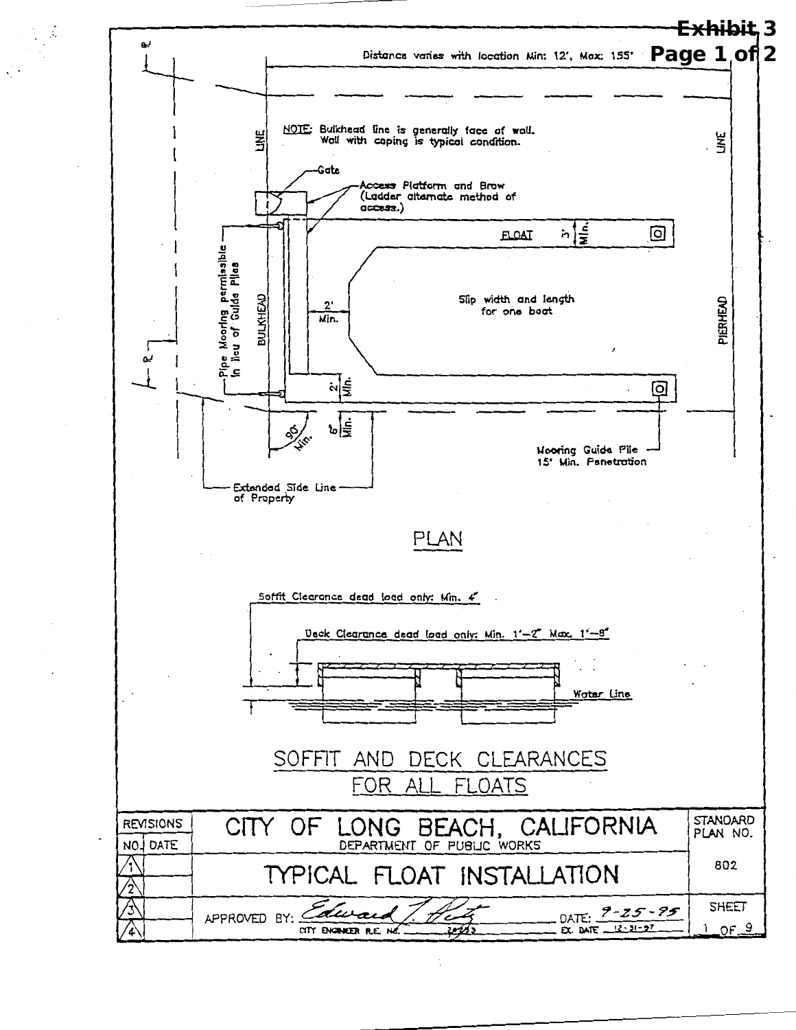Exhibit 3
Page 1 of 2

Distance varies with location Min: 12', Max: 155'

NOTE: Bulkhead line is generally face of wall. Wall with coping is typical condition.

BULKHEAD LINE

PIERHEAD LINE

Gate

Access Platform and Brow (Ladder alternate method of access.)

FLOAT 3' Min.

Pipe Mooring permissible in lieu of Guide Piles

2' Min.

Slip width and length for one boat

2' Min.

90° Min.

6" Min.

Mooring Guide Pile 15' Min. Penetration

Extended Side Line of Property

## PLAN

Soffit Clearance dead load only: Min. 4"

Deck Clearance dead load only: Min. 1'-2" Max. 1'-8"

Water Line

## SOFFIT AND DECK CLEARANCES FOR ALL FLOATS

| REVISIONS | | CITY OF LONG BEACH, CALIFORNIA<br>DEPARTMENT OF PUBLIC WORKS | STANDARD PLAN NO. |
|---|---|---|---|
| NO. | DATE | TYPICAL FLOAT INSTALLATION | 802 |
| 1 | | | |
| 2 | | | |
| 3 | | APPROVED BY: Edward J. Hertz (signature) DATE: 9-25-95 | SHEET |
| 4 | | CITY ENGINEER R.E. NO. 20253 EX. DATE 12-31-97 | 1 OF 9 |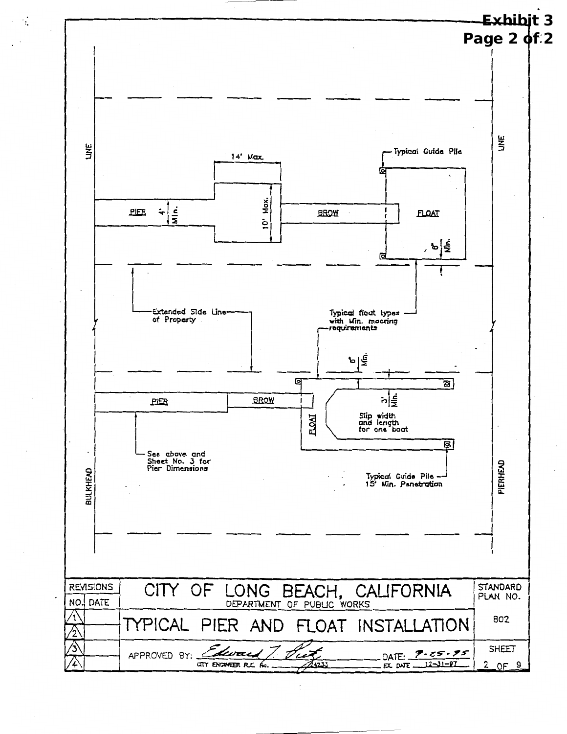**Exhibit 3**
**Page 2 of 2**

LINE

LINE

14' Max.

Typical Guide Pile

PIER 4' Min.

10' Max.

BROW

FLOAT

6' Min.

Extended Side Line of Property

Typical float types with Min. mooring requirements

6' Min.

PIER

BROW

FLOAT

3' Min.

Slip width and length for one boat

See above and Sheet No. 3 for Pier Dimensions

Typical Guide Pile 15' Min. Penetration

BULKHEAD

PIERHEAD

| REVISIONS | | CITY OF LONG BEACH, CALIFORNIA | STANDARD PLAN NO. |
|---|---|---|---|
| NO. | DATE | DEPARTMENT OF PUBLIC WORKS | |
| 1 | | TYPICAL PIER AND FLOAT INSTALLATION | 802 |
| 2 | | | |
| 3 | | APPROVED BY: Edward J. Putz DATE: 9-25-95 | SHEET |
| 4 | | CITY ENGINEER R.C.E. No. 24733 EX. DATE 12-31-97 | 2 OF 9 |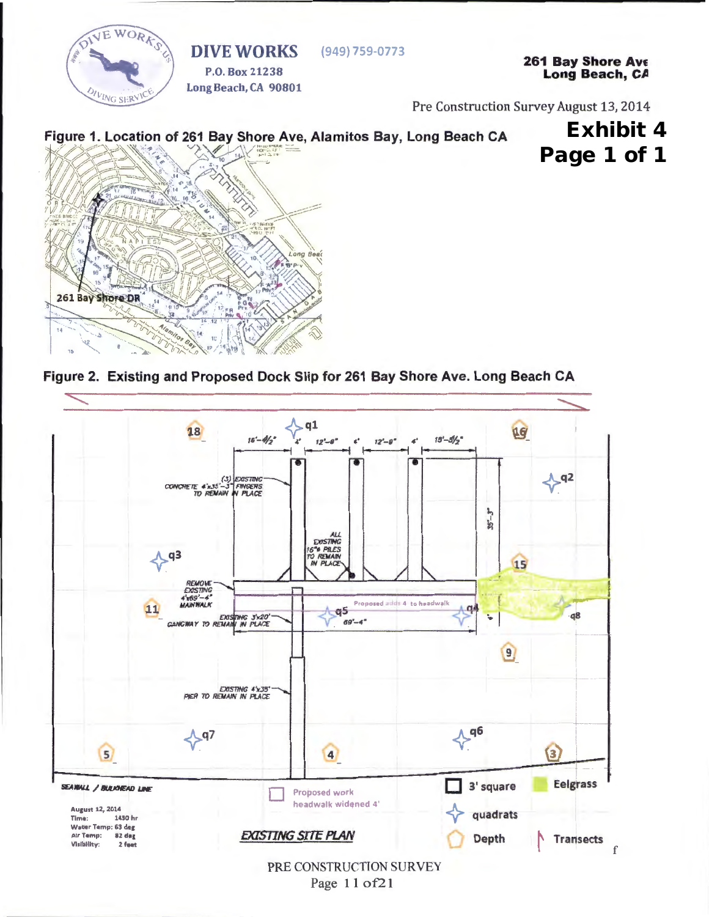**DIVE WORKS** (949) 759-0773
P.O. Box 21238
Long Beach, CA 90801

**261 Bay Shore Ave**
**Long Beach, CA**

Pre Construction Survey August 13, 2014

# Exhibit 4
# Page 1 of 1

**Figure 1. Location of 261 Bay Shore Ave, Alamitos Bay, Long Beach CA**

261 Bay Shore DR

**Figure 2. Existing and Proposed Dock Slip for 261 Bay Shore Ave. Long Beach CA**

q1
q2
q3
q4
q5
q6
q7
q8

18
16
15
11
9
5
4
3

16'-4½"
4'
12'-8"
4'
12'-8"
4'
15'-5½"
35'-3"
69'-4"

CONCRETE 4'x35'-3" (3) EXISTING FINGERS TO REMAIN IN PLACE

ALL EXISTING 16"ø PILES TO REMAIN IN PLACE

REMOVE EXISTING 4'x69'-4" MAINWALK

Proposed adds 4' to headwalk

EXISTING 3'x20' GANGWAY TO REMAIN IN PLACE

EXISTING 4'x35' PIER TO REMAIN IN PLACE

SEAWALL / BULKHEAD LINE

August 12, 2014
Time: 1430 hr
Water Temp: 63 deg
Air Temp: 82 deg
Visibility: 2 feet

Proposed work
headwalk widened 4'

EXISTING SITE PLAN

3' square
Eelgrass
quadrats
Depth
Transects

PRE CONSTRUCTION SURVEY
Page 11 of 21